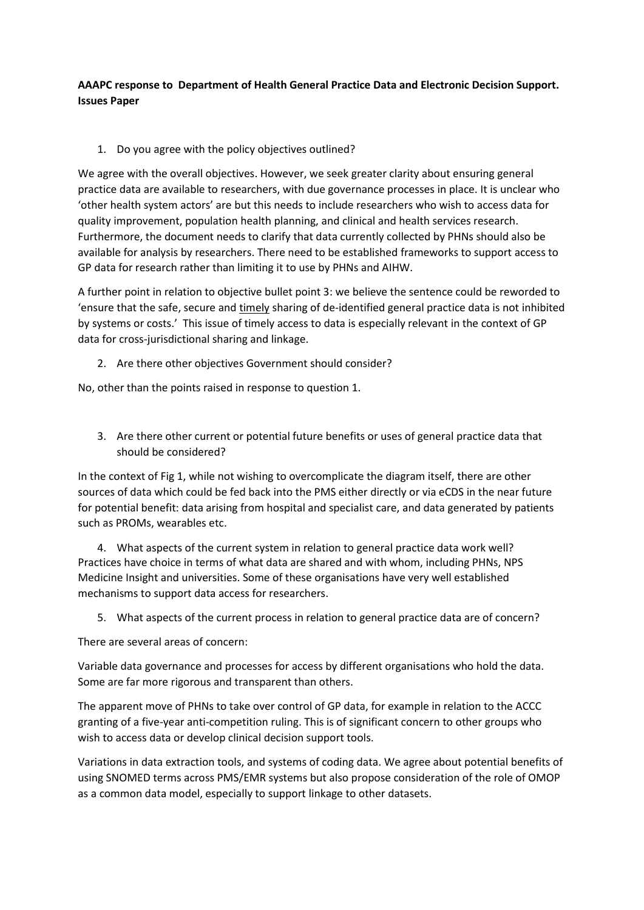**AAAPC response to Department of Health General Practice Data and Electronic Decision Support. Issues Paper**

1. Do you agree with the policy objectives outlined?

We agree with the overall objectives. However, we seek greater clarity about ensuring general practice data are available to researchers, with due governance processes in place. It is unclear who 'other health system actors' are but this needs to include researchers who wish to access data for quality improvement, population health planning, and clinical and health services research. Furthermore, the document needs to clarify that data currently collected by PHNs should also be available for analysis by researchers. There need to be established frameworks to support access to GP data for research rather than limiting it to use by PHNs and AIHW.

A further point in relation to objective bullet point 3: we believe the sentence could be reworded to 'ensure that the safe, secure and <u>timely</u> sharing of de-identified general practice data is not inhibited by systems or costs.' This issue of timely access to data is especially relevant in the context of GP data for cross-jurisdictional sharing and linkage.

2. Are there other objectives Government should consider?

No, other than the points raised in response to question 1.

3. Are there other current or potential future benefits or uses of general practice data that should be considered?

In the context of Fig 1, while not wishing to overcomplicate the diagram itself, there are other sources of data which could be fed back into the PMS either directly or via eCDS in the near future for potential benefit: data arising from hospital and specialist care, and data generated by patients such as PROMs, wearables etc.

4. What aspects of the current system in relation to general practice data work well?

Practices have choice in terms of what data are shared and with whom, including PHNs, NPS Medicine Insight and universities. Some of these organisations have very well established mechanisms to support data access for researchers.

5. What aspects of the current process in relation to general practice data are of concern?

There are several areas of concern:

Variable data governance and processes for access by different organisations who hold the data. Some are far more rigorous and transparent than others.

The apparent move of PHNs to take over control of GP data, for example in relation to the ACCC granting of a five-year anti-competition ruling. This is of significant concern to other groups who wish to access data or develop clinical decision support tools.

Variations in data extraction tools, and systems of coding data. We agree about potential benefits of using SNOMED terms across PMS/EMR systems but also propose consideration of the role of OMOP as a common data model, especially to support linkage to other datasets.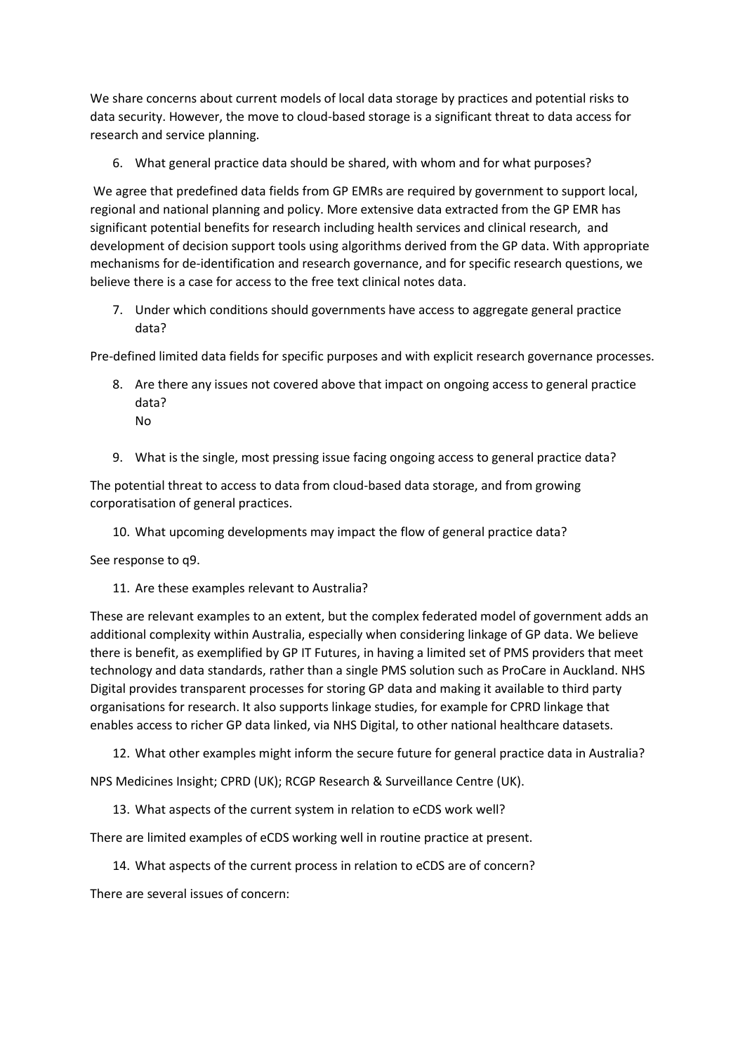We share concerns about current models of local data storage by practices and potential risks to data security. However, the move to cloud-based storage is a significant threat to data access for research and service planning.

6. What general practice data should be shared, with whom and for what purposes?

We agree that predefined data fields from GP EMRs are required by government to support local, regional and national planning and policy. More extensive data extracted from the GP EMR has significant potential benefits for research including health services and clinical research, and development of decision support tools using algorithms derived from the GP data. With appropriate mechanisms for de-identification and research governance, and for specific research questions, we believe there is a case for access to the free text clinical notes data.

7. Under which conditions should governments have access to aggregate general practice data?

Pre-defined limited data fields for specific purposes and with explicit research governance processes.

8. Are there any issues not covered above that impact on ongoing access to general practice data?
   No

9. What is the single, most pressing issue facing ongoing access to general practice data?

The potential threat to access to data from cloud-based data storage, and from growing corporatisation of general practices.

10. What upcoming developments may impact the flow of general practice data?

See response to q9.

11. Are these examples relevant to Australia?

These are relevant examples to an extent, but the complex federated model of government adds an additional complexity within Australia, especially when considering linkage of GP data. We believe there is benefit, as exemplified by GP IT Futures, in having a limited set of PMS providers that meet technology and data standards, rather than a single PMS solution such as ProCare in Auckland. NHS Digital provides transparent processes for storing GP data and making it available to third party organisations for research. It also supports linkage studies, for example for CPRD linkage that enables access to richer GP data linked, via NHS Digital, to other national healthcare datasets.

12. What other examples might inform the secure future for general practice data in Australia?

NPS Medicines Insight; CPRD (UK); RCGP Research & Surveillance Centre (UK).

13. What aspects of the current system in relation to eCDS work well?

There are limited examples of eCDS working well in routine practice at present.

14. What aspects of the current process in relation to eCDS are of concern?

There are several issues of concern: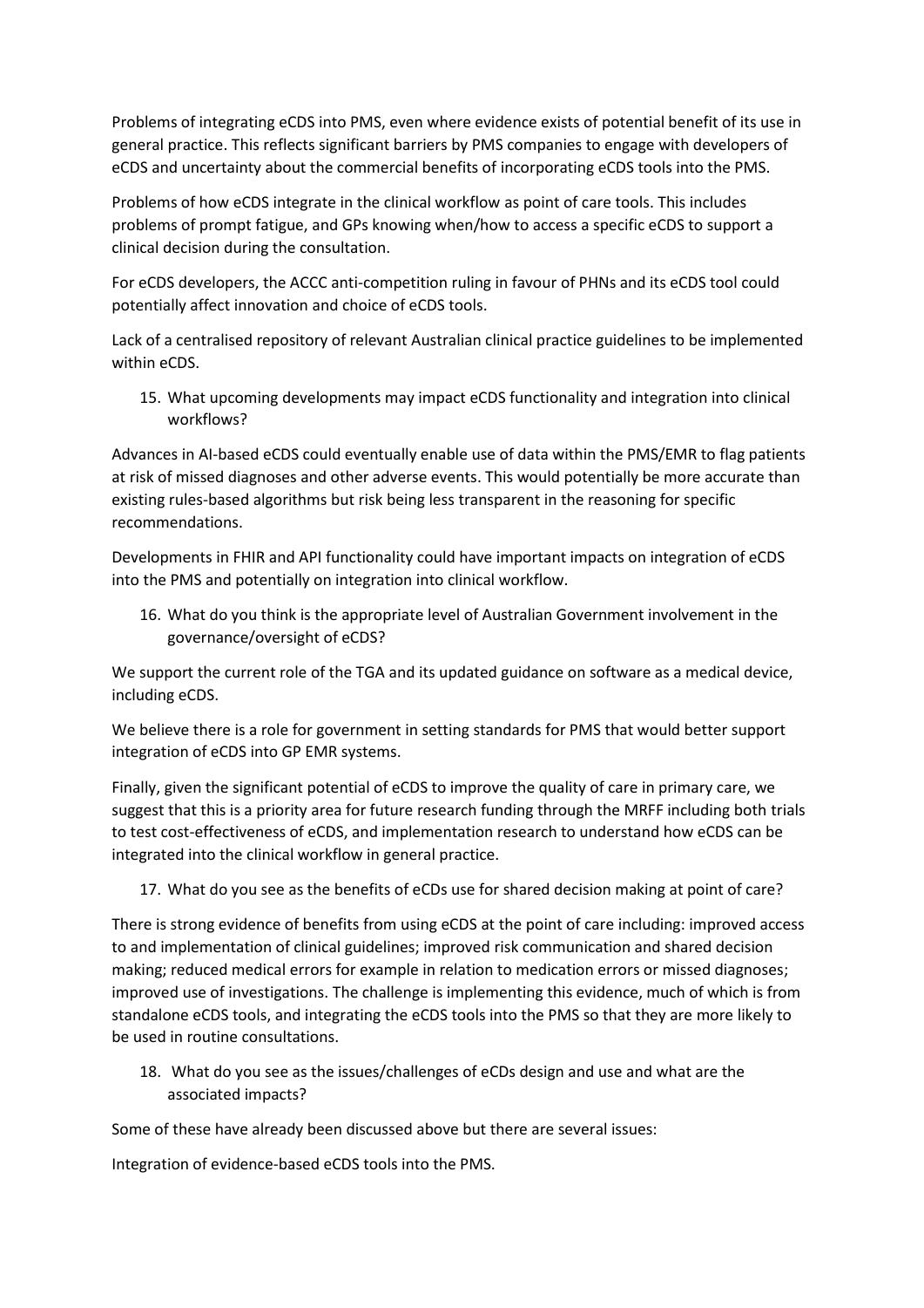Problems of integrating eCDS into PMS, even where evidence exists of potential benefit of its use in general practice. This reflects significant barriers by PMS companies to engage with developers of eCDS and uncertainty about the commercial benefits of incorporating eCDS tools into the PMS.

Problems of how eCDS integrate in the clinical workflow as point of care tools. This includes problems of prompt fatigue, and GPs knowing when/how to access a specific eCDS to support a clinical decision during the consultation.

For eCDS developers, the ACCC anti-competition ruling in favour of PHNs and its eCDS tool could potentially affect innovation and choice of eCDS tools.

Lack of a centralised repository of relevant Australian clinical practice guidelines to be implemented within eCDS.

15. What upcoming developments may impact eCDS functionality and integration into clinical workflows?

Advances in AI-based eCDS could eventually enable use of data within the PMS/EMR to flag patients at risk of missed diagnoses and other adverse events. This would potentially be more accurate than existing rules-based algorithms but risk being less transparent in the reasoning for specific recommendations.

Developments in FHIR and API functionality could have important impacts on integration of eCDS into the PMS and potentially on integration into clinical workflow.

16. What do you think is the appropriate level of Australian Government involvement in the governance/oversight of eCDS?

We support the current role of the TGA and its updated guidance on software as a medical device, including eCDS.

We believe there is a role for government in setting standards for PMS that would better support integration of eCDS into GP EMR systems.

Finally, given the significant potential of eCDS to improve the quality of care in primary care, we suggest that this is a priority area for future research funding through the MRFF including both trials to test cost-effectiveness of eCDS, and implementation research to understand how eCDS can be integrated into the clinical workflow in general practice.

17. What do you see as the benefits of eCDs use for shared decision making at point of care?

There is strong evidence of benefits from using eCDS at the point of care including: improved access to and implementation of clinical guidelines; improved risk communication and shared decision making; reduced medical errors for example in relation to medication errors or missed diagnoses; improved use of investigations. The challenge is implementing this evidence, much of which is from standalone eCDS tools, and integrating the eCDS tools into the PMS so that they are more likely to be used in routine consultations.

18. What do you see as the issues/challenges of eCDs design and use and what are the associated impacts?

Some of these have already been discussed above but there are several issues:

Integration of evidence-based eCDS tools into the PMS.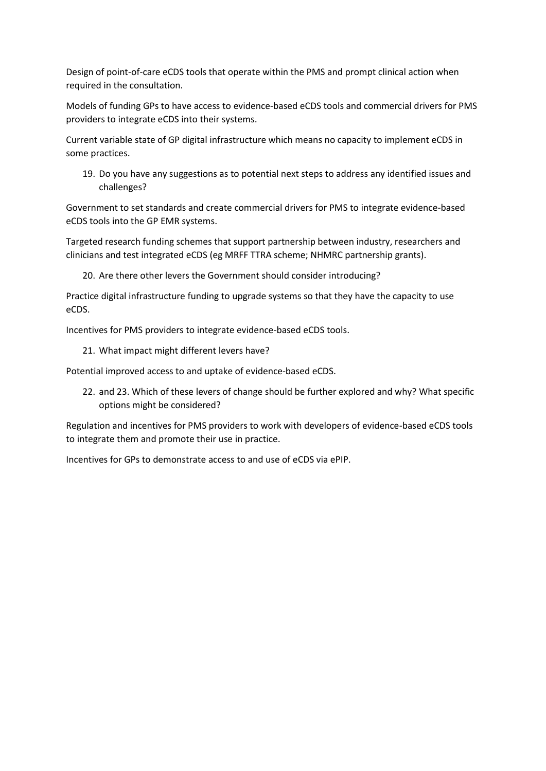Design of point-of-care eCDS tools that operate within the PMS and prompt clinical action when required in the consultation.

Models of funding GPs to have access to evidence-based eCDS tools and commercial drivers for PMS providers to integrate eCDS into their systems.

Current variable state of GP digital infrastructure which means no capacity to implement eCDS in some practices.

19. Do you have any suggestions as to potential next steps to address any identified issues and challenges?

Government to set standards and create commercial drivers for PMS to integrate evidence-based eCDS tools into the GP EMR systems.

Targeted research funding schemes that support partnership between industry, researchers and clinicians and test integrated eCDS (eg MRFF TTRA scheme; NHMRC partnership grants).

20. Are there other levers the Government should consider introducing?

Practice digital infrastructure funding to upgrade systems so that they have the capacity to use eCDS.

Incentives for PMS providers to integrate evidence-based eCDS tools.

21. What impact might different levers have?

Potential improved access to and uptake of evidence-based eCDS.

22. and 23. Which of these levers of change should be further explored and why? What specific options might be considered?

Regulation and incentives for PMS providers to work with developers of evidence-based eCDS tools to integrate them and promote their use in practice.

Incentives for GPs to demonstrate access to and use of eCDS via ePIP.